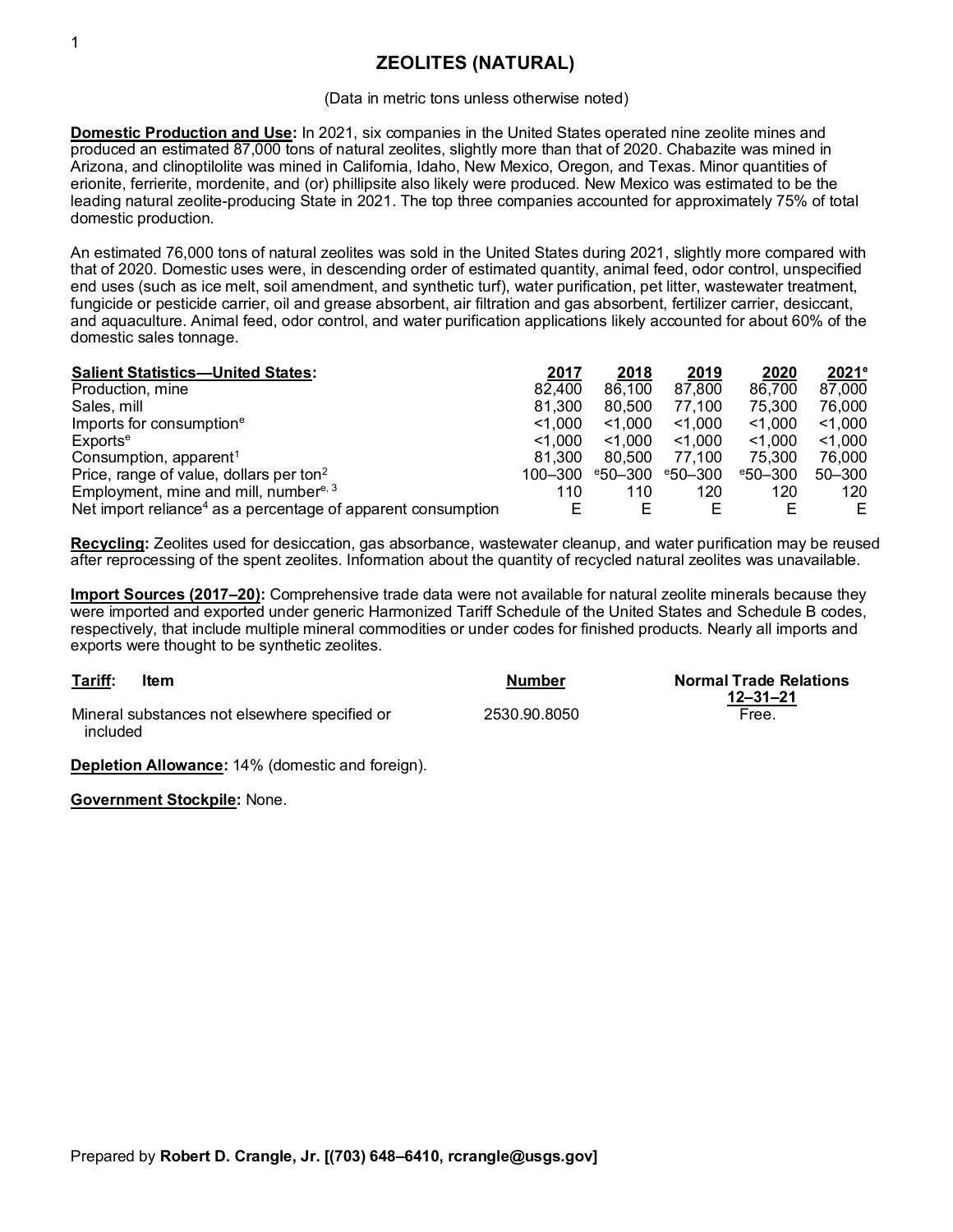# ZEOLITES (NATURAL)

(Data in metric tons unless otherwise noted)

**Domestic Production and Use:** In 2021, six companies in the United States operated nine zeolite mines and produced an estimated 87,000 tons of natural zeolites, slightly more than that of 2020. Chabazite was mined in Arizona, and clinoptilolite was mined in California, Idaho, New Mexico, Oregon, and Texas. Minor quantities of erionite, ferrierite, mordenite, and (or) phillipsite also likely were produced. New Mexico was estimated to be the leading natural zeolite-producing State in 2021. The top three companies accounted for approximately 75% of total domestic production.

An estimated 76,000 tons of natural zeolites was sold in the United States during 2021, slightly more compared with that of 2020. Domestic uses were, in descending order of estimated quantity, animal feed, odor control, unspecified end uses (such as ice melt, soil amendment, and synthetic turf), water purification, pet litter, wastewater treatment, fungicide or pesticide carrier, oil and grease absorbent, air filtration and gas absorbent, fertilizer carrier, desiccant, and aquaculture. Animal feed, odor control, and water purification applications likely accounted for about 60% of the domestic sales tonnage.

| Salient Statistics—United States: | 2017 | 2018 | 2019 | 2020 | 2021[e] |
|---|---|---|---|---|---|
| Production, mine | 82,400 | 86,100 | 87,800 | 86,700 | 87,000 |
| Sales, mill | 81,300 | 80,500 | 77,100 | 75,300 | 76,000 |
| Imports for consumption[e] | <1,000 | <1,000 | <1,000 | <1,000 | <1,000 |
| Exports[e] | <1,000 | <1,000 | <1,000 | <1,000 | <1,000 |
| Consumption, apparent[1] | 81,300 | 80,500 | 77,100 | 75,300 | 76,000 |
| Price, range of value, dollars per ton[2] | 100–300 | [e]50–300 | [e]50–300 | [e]50–300 | 50–300 |
| Employment, mine and mill, number[e, 3] | 110 | 110 | 120 | 120 | 120 |
| Net import reliance[4] as a percentage of apparent consumption | E | E | E | E | E |

**Recycling:** Zeolites used for desiccation, gas absorbance, wastewater cleanup, and water purification may be reused after reprocessing of the spent zeolites. Information about the quantity of recycled natural zeolites was unavailable.

**Import Sources (2017–20):** Comprehensive trade data were not available for natural zeolite minerals because they were imported and exported under generic Harmonized Tariff Schedule of the United States and Schedule B codes, respectively, that include multiple mineral commodities or under codes for finished products. Nearly all imports and exports were thought to be synthetic zeolites.

| Tariff: Item | Number | Normal Trade Relations 12–31–21 |
|---|---|---|
| Mineral substances not elsewhere specified or included | 2530.90.8050 | Free. |

**Depletion Allowance:** 14% (domestic and foreign).

**Government Stockpile:** None.

Prepared by **Robert D. Crangle, Jr. [(703) 648–6410, rcrangle@usgs.gov]**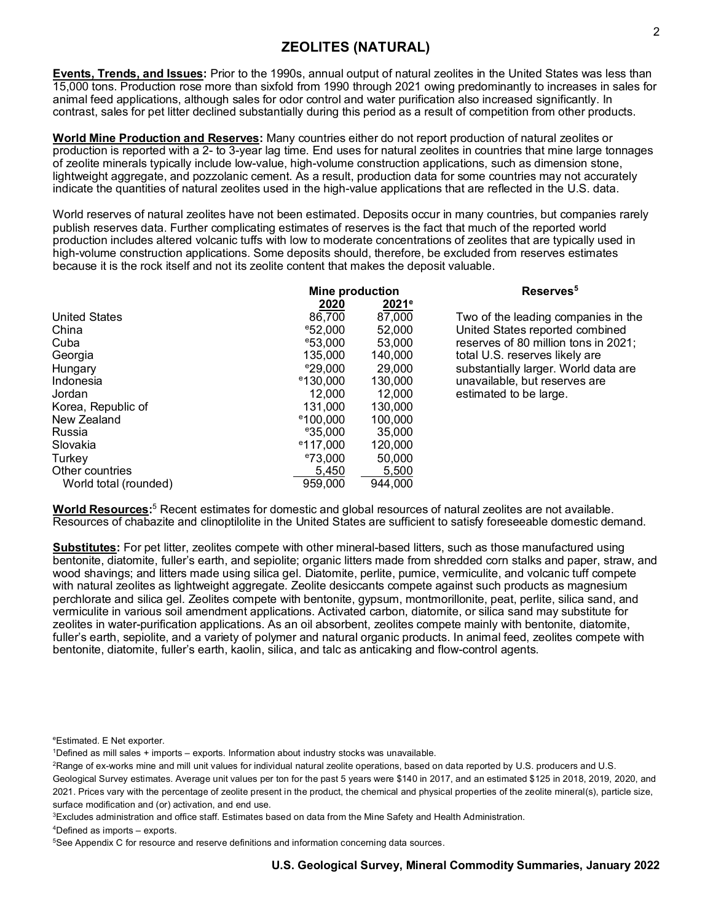# ZEOLITES (NATURAL)

**Events, Trends, and Issues:** Prior to the 1990s, annual output of natural zeolites in the United States was less than 15,000 tons. Production rose more than sixfold from 1990 through 2021 owing predominantly to increases in sales for animal feed applications, although sales for odor control and water purification also increased significantly. In contrast, sales for pet litter declined substantially during this period as a result of competition from other products.

**World Mine Production and Reserves:** Many countries either do not report production of natural zeolites or production is reported with a 2- to 3-year lag time. End uses for natural zeolites in countries that mine large tonnages of zeolite minerals typically include low-value, high-volume construction applications, such as dimension stone, lightweight aggregate, and pozzolanic cement. As a result, production data for some countries may not accurately indicate the quantities of natural zeolites used in the high-value applications that are reflected in the U.S. data.

World reserves of natural zeolites have not been estimated. Deposits occur in many countries, but companies rarely publish reserves data. Further complicating estimates of reserves is the fact that much of the reported world production includes altered volcanic tuffs with low to moderate concentrations of zeolites that are typically used in high-volume construction applications. Some deposits should, therefore, be excluded from reserves estimates because it is the rock itself and not its zeolite content that makes the deposit valuable.

| | Mine production | | Reserves[5] |
|---|---|---|---|
| | 2020 | 2021[e] | |
| United States | 86,700 | 87,000 | Two of the leading companies in the United States reported combined reserves of 80 million tons in 2021; total U.S. reserves likely are substantially larger. World data are unavailable, but reserves are estimated to be large. |
| China | [e]52,000 | 52,000 | |
| Cuba | [e]53,000 | 53,000 | |
| Georgia | 135,000 | 140,000 | |
| Hungary | [e]29,000 | 29,000 | |
| Indonesia | [e]130,000 | 130,000 | |
| Jordan | 12,000 | 12,000 | |
| Korea, Republic of | 131,000 | 130,000 | |
| New Zealand | [e]100,000 | 100,000 | |
| Russia | [e]35,000 | 35,000 | |
| Slovakia | [e]117,000 | 120,000 | |
| Turkey | [e]73,000 | 50,000 | |
| Other countries | 5,450 | 5,500 | |
| World total (rounded) | 959,000 | 944,000 | |

**World Resources:**[5] Recent estimates for domestic and global resources of natural zeolites are not available. Resources of chabazite and clinoptilolite in the United States are sufficient to satisfy foreseeable domestic demand.

**Substitutes:** For pet litter, zeolites compete with other mineral-based litters, such as those manufactured using bentonite, diatomite, fuller's earth, and sepiolite; organic litters made from shredded corn stalks and paper, straw, and wood shavings; and litters made using silica gel. Diatomite, perlite, pumice, vermiculite, and volcanic tuff compete with natural zeolites as lightweight aggregate. Zeolite desiccants compete against such products as magnesium perchlorate and silica gel. Zeolites compete with bentonite, gypsum, montmorillonite, peat, perlite, silica sand, and vermiculite in various soil amendment applications. Activated carbon, diatomite, or silica sand may substitute for zeolites in water-purification applications. As an oil absorbent, zeolites compete mainly with bentonite, diatomite, fuller's earth, sepiolite, and a variety of polymer and natural organic products. In animal feed, zeolites compete with bentonite, diatomite, fuller's earth, kaolin, silica, and talc as anticaking and flow-control agents.

[e]Estimated. E Net exporter.

[1]Defined as mill sales + imports – exports. Information about industry stocks was unavailable.

[2]Range of ex-works mine and mill unit values for individual natural zeolite operations, based on data reported by U.S. producers and U.S. Geological Survey estimates. Average unit values per ton for the past 5 years were $140 in 2017, and an estimated $125 in 2018, 2019, 2020, and 2021. Prices vary with the percentage of zeolite present in the product, the chemical and physical properties of the zeolite mineral(s), particle size, surface modification and (or) activation, and end use.

[3]Excludes administration and office staff. Estimates based on data from the Mine Safety and Health Administration.

[4]Defined as imports – exports.

[5]See Appendix C for resource and reserve definitions and information concerning data sources.